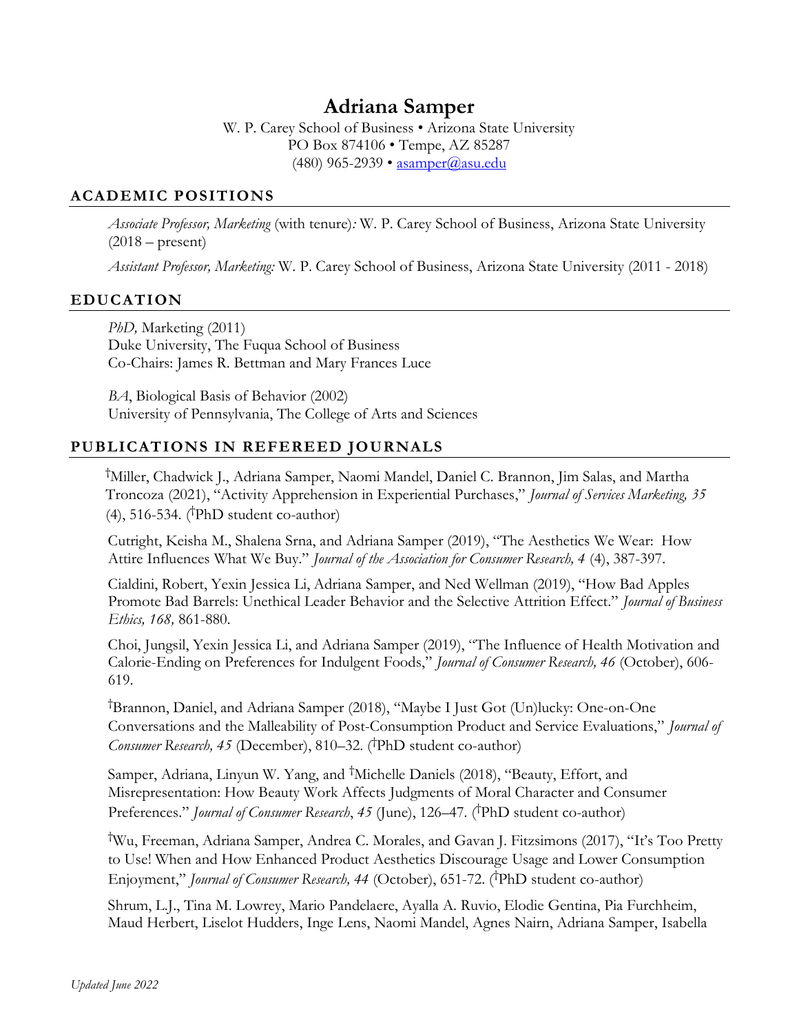# Adriana Samper

W. P. Carey School of Business • Arizona State University
PO Box 874106 • Tempe, AZ 85287
(480) 965-2939 • asamper@asu.edu

## ACADEMIC POSITIONS

*Associate Professor, Marketing* (with tenure)*:* W. P. Carey School of Business, Arizona State University (2018 – present)

*Assistant Professor, Marketing:* W. P. Carey School of Business, Arizona State University (2011 - 2018)

## EDUCATION

*PhD,* Marketing (2011)
Duke University, The Fuqua School of Business
Co-Chairs: James R. Bettman and Mary Frances Luce

*BA*, Biological Basis of Behavior (2002)
University of Pennsylvania, The College of Arts and Sciences

## PUBLICATIONS IN REFEREED JOURNALS

†Miller, Chadwick J., Adriana Samper, Naomi Mandel, Daniel C. Brannon, Jim Salas, and Martha Troncoza (2021), "Activity Apprehension in Experiential Purchases," *Journal of Services Marketing, 35* (4), 516-534. (†PhD student co-author)

Cutright, Keisha M., Shalena Srna, and Adriana Samper (2019), "The Aesthetics We Wear: How Attire Influences What We Buy." *Journal of the Association for Consumer Research, 4* (4), 387-397.

Cialdini, Robert, Yexin Jessica Li, Adriana Samper, and Ned Wellman (2019), "How Bad Apples Promote Bad Barrels: Unethical Leader Behavior and the Selective Attrition Effect." *Journal of Business Ethics, 168,* 861-880.

Choi, Jungsil, Yexin Jessica Li, and Adriana Samper (2019), "The Influence of Health Motivation and Calorie-Ending on Preferences for Indulgent Foods," *Journal of Consumer Research, 46* (October), 606-619.

†Brannon, Daniel, and Adriana Samper (2018), "Maybe I Just Got (Un)lucky: One-on-One Conversations and the Malleability of Post-Consumption Product and Service Evaluations," *Journal of Consumer Research, 45* (December), 810–32. (†PhD student co-author)

Samper, Adriana, Linyun W. Yang, and †Michelle Daniels (2018), "Beauty, Effort, and Misrepresentation: How Beauty Work Affects Judgments of Moral Character and Consumer Preferences." *Journal of Consumer Research*, *45* (June), 126–47. (†PhD student co-author)

†Wu, Freeman, Adriana Samper, Andrea C. Morales, and Gavan J. Fitzsimons (2017), "It's Too Pretty to Use! When and How Enhanced Product Aesthetics Discourage Usage and Lower Consumption Enjoyment," *Journal of Consumer Research, 44* (October), 651-72. (†PhD student co-author)

Shrum, L.J., Tina M. Lowrey, Mario Pandelaere, Ayalla A. Ruvio, Elodie Gentina, Pia Furchheim, Maud Herbert, Liselot Hudders, Inge Lens, Naomi Mandel, Agnes Nairn, Adriana Samper, Isabella

*Updated June 2022*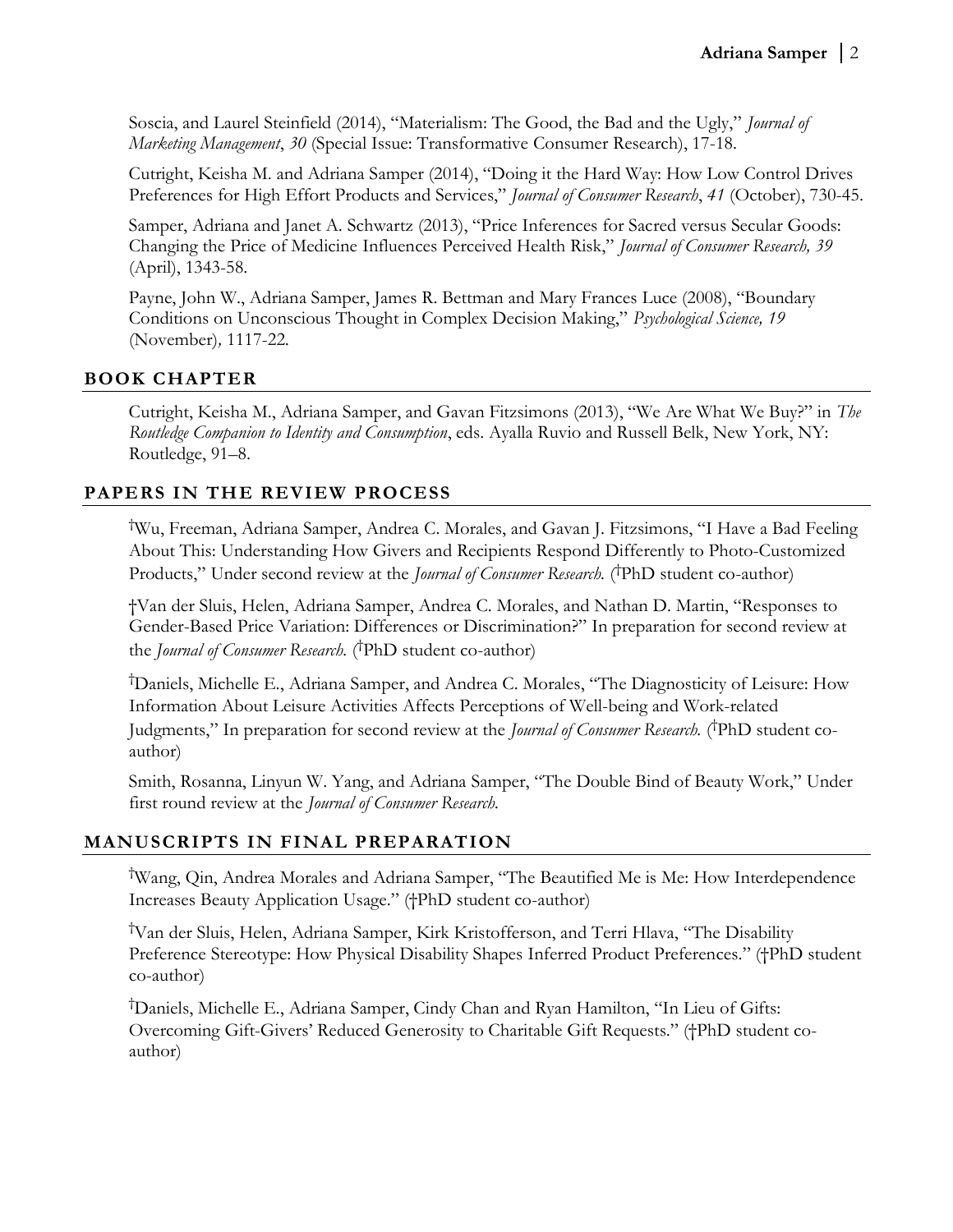Soscia, and Laurel Steinfield (2014), "Materialism: The Good, the Bad and the Ugly," *Journal of Marketing Management*, *30* (Special Issue: Transformative Consumer Research), 17-18.

Cutright, Keisha M. and Adriana Samper (2014), "Doing it the Hard Way: How Low Control Drives Preferences for High Effort Products and Services," *Journal of Consumer Research*, *41* (October), 730-45.

Samper, Adriana and Janet A. Schwartz (2013), "Price Inferences for Sacred versus Secular Goods: Changing the Price of Medicine Influences Perceived Health Risk," *Journal of Consumer Research, 39* (April), 1343-58.

Payne, John W., Adriana Samper, James R. Bettman and Mary Frances Luce (2008), "Boundary Conditions on Unconscious Thought in Complex Decision Making," *Psychological Science, 19* (November), 1117-22.

## BOOK CHAPTER

Cutright, Keisha M., Adriana Samper, and Gavan Fitzsimons (2013), "We Are What We Buy?" in *The Routledge Companion to Identity and Consumption*, eds. Ayalla Ruvio and Russell Belk, New York, NY: Routledge, 91–8.

## PAPERS IN THE REVIEW PROCESS

†Wu, Freeman, Adriana Samper, Andrea C. Morales, and Gavan J. Fitzsimons, "I Have a Bad Feeling About This: Understanding How Givers and Recipients Respond Differently to Photo-Customized Products," Under second review at the *Journal of Consumer Research.* (†PhD student co-author)

†Van der Sluis, Helen, Adriana Samper, Andrea C. Morales, and Nathan D. Martin, "Responses to Gender-Based Price Variation: Differences or Discrimination?" In preparation for second review at the *Journal of Consumer Research.* (†PhD student co-author)

†Daniels, Michelle E., Adriana Samper, and Andrea C. Morales, "The Diagnosticity of Leisure: How Information About Leisure Activities Affects Perceptions of Well-being and Work-related Judgments," In preparation for second review at the *Journal of Consumer Research.* (†PhD student co-author)

Smith, Rosanna, Linyun W. Yang, and Adriana Samper, "The Double Bind of Beauty Work," Under first round review at the *Journal of Consumer Research.*

## MANUSCRIPTS IN FINAL PREPARATION

†Wang, Qin, Andrea Morales and Adriana Samper, "The Beautified Me is Me: How Interdependence Increases Beauty Application Usage." (†PhD student co-author)

†Van der Sluis, Helen, Adriana Samper, Kirk Kristofferson, and Terri Hlava, "The Disability Preference Stereotype: How Physical Disability Shapes Inferred Product Preferences." (†PhD student co-author)

†Daniels, Michelle E., Adriana Samper, Cindy Chan and Ryan Hamilton, "In Lieu of Gifts: Overcoming Gift-Givers' Reduced Generosity to Charitable Gift Requests." (†PhD student co-author)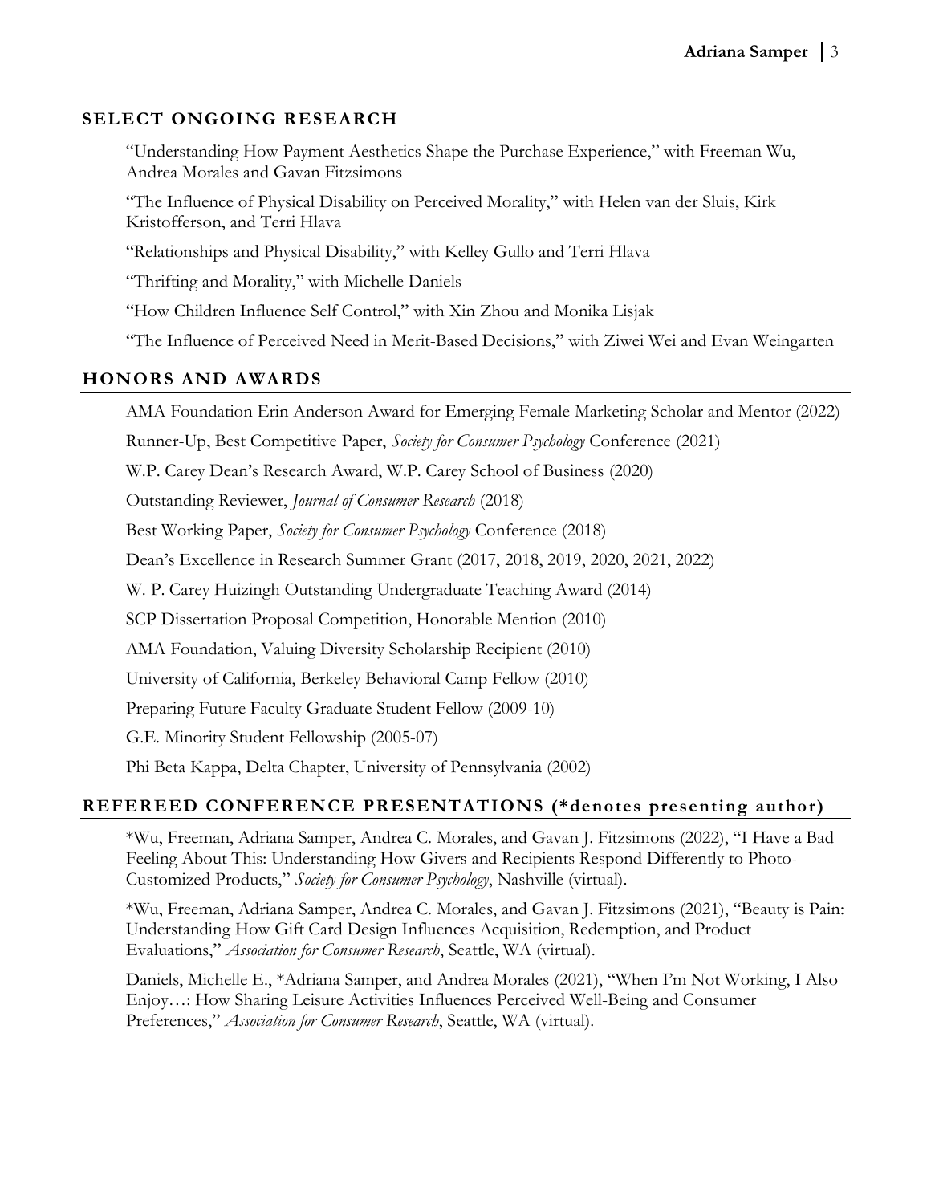## SELECT ONGOING RESEARCH

"Understanding How Payment Aesthetics Shape the Purchase Experience," with Freeman Wu, Andrea Morales and Gavan Fitzsimons

"The Influence of Physical Disability on Perceived Morality," with Helen van der Sluis, Kirk Kristofferson, and Terri Hlava

"Relationships and Physical Disability," with Kelley Gullo and Terri Hlava

"Thrifting and Morality," with Michelle Daniels

"How Children Influence Self Control," with Xin Zhou and Monika Lisjak

"The Influence of Perceived Need in Merit-Based Decisions," with Ziwei Wei and Evan Weingarten

## HONORS AND AWARDS

AMA Foundation Erin Anderson Award for Emerging Female Marketing Scholar and Mentor (2022)

Runner-Up, Best Competitive Paper, *Society for Consumer Psychology* Conference (2021)

W.P. Carey Dean's Research Award, W.P. Carey School of Business (2020)

Outstanding Reviewer, *Journal of Consumer Research* (2018)

Best Working Paper, *Society for Consumer Psychology* Conference (2018)

Dean's Excellence in Research Summer Grant (2017, 2018, 2019, 2020, 2021, 2022)

W. P. Carey Huizingh Outstanding Undergraduate Teaching Award (2014)

SCP Dissertation Proposal Competition, Honorable Mention (2010)

AMA Foundation, Valuing Diversity Scholarship Recipient (2010)

University of California, Berkeley Behavioral Camp Fellow (2010)

Preparing Future Faculty Graduate Student Fellow (2009-10)

G.E. Minority Student Fellowship (2005-07)

Phi Beta Kappa, Delta Chapter, University of Pennsylvania (2002)

## REFEREED CONFERENCE PRESENTATIONS (*denotes presenting author)

*Wu, Freeman, Adriana Samper, Andrea C. Morales, and Gavan J. Fitzsimons (2022), "I Have a Bad Feeling About This: Understanding How Givers and Recipients Respond Differently to Photo-Customized Products," *Society for Consumer Psychology*, Nashville (virtual).

*Wu, Freeman, Adriana Samper, Andrea C. Morales, and Gavan J. Fitzsimons (2021), "Beauty is Pain: Understanding How Gift Card Design Influences Acquisition, Redemption, and Product Evaluations," *Association for Consumer Research*, Seattle, WA (virtual).

Daniels, Michelle E., *Adriana Samper, and Andrea Morales (2021), "When I'm Not Working, I Also Enjoy…: How Sharing Leisure Activities Influences Perceived Well-Being and Consumer Preferences," *Association for Consumer Research*, Seattle, WA (virtual).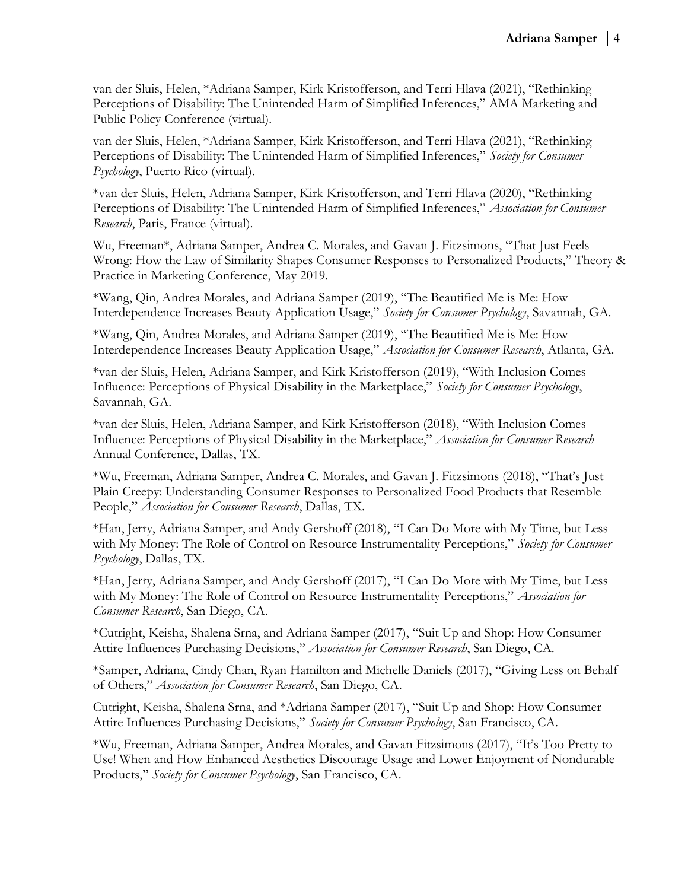van der Sluis, Helen, *Adriana Samper, Kirk Kristofferson, and Terri Hlava (2021), "Rethinking Perceptions of Disability: The Unintended Harm of Simplified Inferences," AMA Marketing and Public Policy Conference (virtual).

van der Sluis, Helen, *Adriana Samper, Kirk Kristofferson, and Terri Hlava (2021), "Rethinking Perceptions of Disability: The Unintended Harm of Simplified Inferences," *Society for Consumer Psychology*, Puerto Rico (virtual).

*van der Sluis, Helen, Adriana Samper, Kirk Kristofferson, and Terri Hlava (2020), "Rethinking Perceptions of Disability: The Unintended Harm of Simplified Inferences," *Association for Consumer Research*, Paris, France (virtual).

Wu, Freeman*, Adriana Samper, Andrea C. Morales, and Gavan J. Fitzsimons, "That Just Feels Wrong: How the Law of Similarity Shapes Consumer Responses to Personalized Products," Theory & Practice in Marketing Conference, May 2019.

*Wang, Qin, Andrea Morales, and Adriana Samper (2019), "The Beautified Me is Me: How Interdependence Increases Beauty Application Usage," *Society for Consumer Psychology*, Savannah, GA.

*Wang, Qin, Andrea Morales, and Adriana Samper (2019), "The Beautified Me is Me: How Interdependence Increases Beauty Application Usage," *Association for Consumer Research*, Atlanta, GA.

*van der Sluis, Helen, Adriana Samper, and Kirk Kristofferson (2019), "With Inclusion Comes Influence: Perceptions of Physical Disability in the Marketplace," *Society for Consumer Psychology*, Savannah, GA.

*van der Sluis, Helen, Adriana Samper, and Kirk Kristofferson (2018), "With Inclusion Comes Influence: Perceptions of Physical Disability in the Marketplace," *Association for Consumer Research* Annual Conference, Dallas, TX.

*Wu, Freeman, Adriana Samper, Andrea C. Morales, and Gavan J. Fitzsimons (2018), "That's Just Plain Creepy: Understanding Consumer Responses to Personalized Food Products that Resemble People," *Association for Consumer Research*, Dallas, TX.

*Han, Jerry, Adriana Samper, and Andy Gershoff (2018), "I Can Do More with My Time, but Less with My Money: The Role of Control on Resource Instrumentality Perceptions," *Society for Consumer Psychology*, Dallas, TX.

*Han, Jerry, Adriana Samper, and Andy Gershoff (2017), "I Can Do More with My Time, but Less with My Money: The Role of Control on Resource Instrumentality Perceptions," *Association for Consumer Research*, San Diego, CA.

*Cutright, Keisha, Shalena Srna, and Adriana Samper (2017), "Suit Up and Shop: How Consumer Attire Influences Purchasing Decisions," *Association for Consumer Research*, San Diego, CA.

*Samper, Adriana, Cindy Chan, Ryan Hamilton and Michelle Daniels (2017), "Giving Less on Behalf of Others," *Association for Consumer Research*, San Diego, CA.

Cutright, Keisha, Shalena Srna, and *Adriana Samper (2017), "Suit Up and Shop: How Consumer Attire Influences Purchasing Decisions," *Society for Consumer Psychology*, San Francisco, CA.

*Wu, Freeman, Adriana Samper, Andrea Morales, and Gavan Fitzsimons (2017), "It's Too Pretty to Use! When and How Enhanced Aesthetics Discourage Usage and Lower Enjoyment of Nondurable Products," *Society for Consumer Psychology*, San Francisco, CA.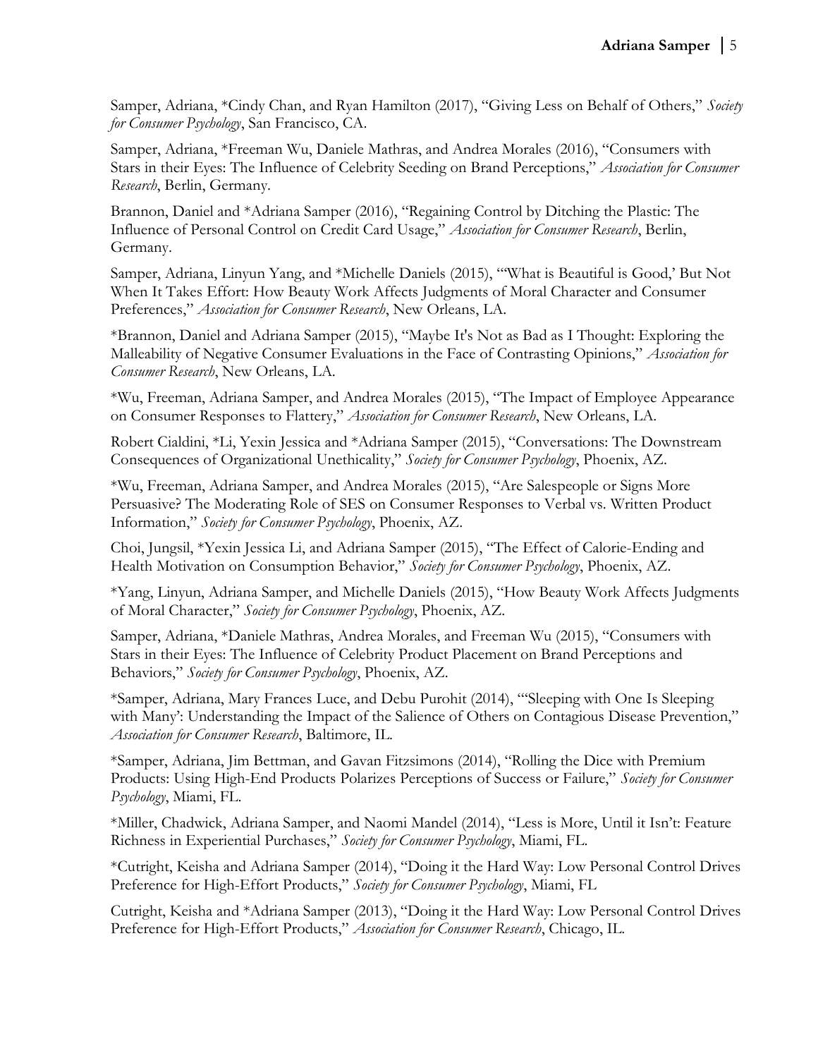Samper, Adriana, *Cindy Chan, and Ryan Hamilton (2017), "Giving Less on Behalf of Others," *Society for Consumer Psychology*, San Francisco, CA.

Samper, Adriana, *Freeman Wu, Daniele Mathras, and Andrea Morales (2016), "Consumers with Stars in their Eyes: The Influence of Celebrity Seeding on Brand Perceptions," *Association for Consumer Research*, Berlin, Germany.

Brannon, Daniel and *Adriana Samper (2016), "Regaining Control by Ditching the Plastic: The Influence of Personal Control on Credit Card Usage," *Association for Consumer Research*, Berlin, Germany.

Samper, Adriana, Linyun Yang, and *Michelle Daniels (2015), "'What is Beautiful is Good,' But Not When It Takes Effort: How Beauty Work Affects Judgments of Moral Character and Consumer Preferences," *Association for Consumer Research*, New Orleans, LA.

*Brannon, Daniel and Adriana Samper (2015), "Maybe It's Not as Bad as I Thought: Exploring the Malleability of Negative Consumer Evaluations in the Face of Contrasting Opinions," *Association for Consumer Research*, New Orleans, LA.

*Wu, Freeman, Adriana Samper, and Andrea Morales (2015), "The Impact of Employee Appearance on Consumer Responses to Flattery," *Association for Consumer Research*, New Orleans, LA.

Robert Cialdini, *Li, Yexin Jessica and *Adriana Samper (2015), "Conversations: The Downstream Consequences of Organizational Unethicality," *Society for Consumer Psychology*, Phoenix, AZ.

*Wu, Freeman, Adriana Samper, and Andrea Morales (2015), "Are Salespeople or Signs More Persuasive? The Moderating Role of SES on Consumer Responses to Verbal vs. Written Product Information," *Society for Consumer Psychology*, Phoenix, AZ.

Choi, Jungsil, *Yexin Jessica Li, and Adriana Samper (2015), "The Effect of Calorie-Ending and Health Motivation on Consumption Behavior," *Society for Consumer Psychology*, Phoenix, AZ.

*Yang, Linyun, Adriana Samper, and Michelle Daniels (2015), "How Beauty Work Affects Judgments of Moral Character," *Society for Consumer Psychology*, Phoenix, AZ.

Samper, Adriana, *Daniele Mathras, Andrea Morales, and Freeman Wu (2015), "Consumers with Stars in their Eyes: The Influence of Celebrity Product Placement on Brand Perceptions and Behaviors," *Society for Consumer Psychology*, Phoenix, AZ.

*Samper, Adriana, Mary Frances Luce, and Debu Purohit (2014), "'Sleeping with One Is Sleeping with Many': Understanding the Impact of the Salience of Others on Contagious Disease Prevention," *Association for Consumer Research*, Baltimore, IL.

*Samper, Adriana, Jim Bettman, and Gavan Fitzsimons (2014), "Rolling the Dice with Premium Products: Using High-End Products Polarizes Perceptions of Success or Failure," *Society for Consumer Psychology*, Miami, FL.

*Miller, Chadwick, Adriana Samper, and Naomi Mandel (2014), "Less is More, Until it Isn't: Feature Richness in Experiential Purchases," *Society for Consumer Psychology*, Miami, FL.

*Cutright, Keisha and Adriana Samper (2014), "Doing it the Hard Way: Low Personal Control Drives Preference for High-Effort Products," *Society for Consumer Psychology*, Miami, FL

Cutright, Keisha and *Adriana Samper (2013), "Doing it the Hard Way: Low Personal Control Drives Preference for High-Effort Products," *Association for Consumer Research*, Chicago, IL.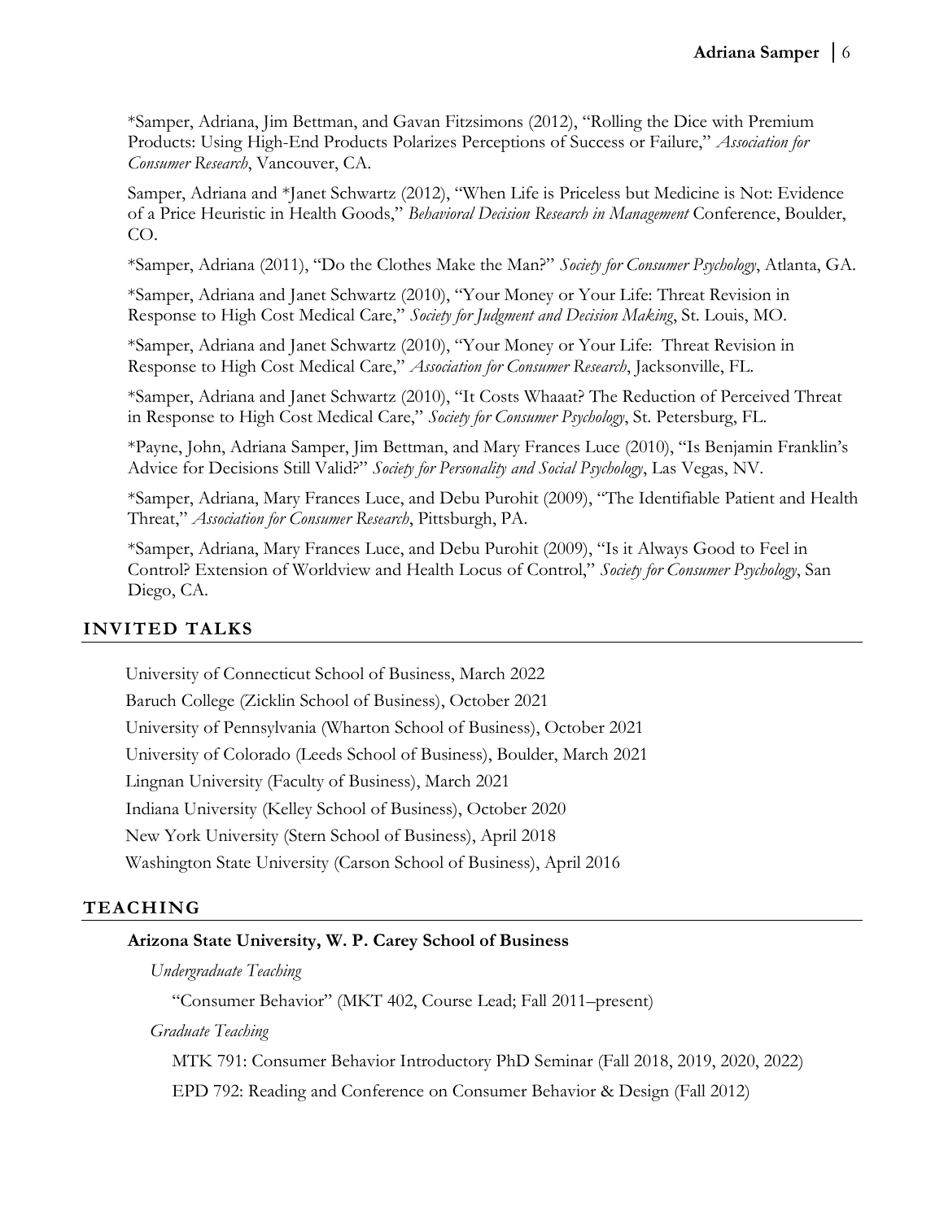*Samper, Adriana, Jim Bettman, and Gavan Fitzsimons (2012), "Rolling the Dice with Premium Products: Using High-End Products Polarizes Perceptions of Success or Failure," *Association for Consumer Research*, Vancouver, CA.

Samper, Adriana and *Janet Schwartz (2012), "When Life is Priceless but Medicine is Not: Evidence of a Price Heuristic in Health Goods," *Behavioral Decision Research in Management* Conference, Boulder, CO.

*Samper, Adriana (2011), "Do the Clothes Make the Man?" *Society for Consumer Psychology*, Atlanta, GA.

*Samper, Adriana and Janet Schwartz (2010), "Your Money or Your Life: Threat Revision in Response to High Cost Medical Care," *Society for Judgment and Decision Making*, St. Louis, MO.

*Samper, Adriana and Janet Schwartz (2010), "Your Money or Your Life: Threat Revision in Response to High Cost Medical Care," *Association for Consumer Research*, Jacksonville, FL.

*Samper, Adriana and Janet Schwartz (2010), "It Costs Whaaat? The Reduction of Perceived Threat in Response to High Cost Medical Care," *Society for Consumer Psychology*, St. Petersburg, FL.

*Payne, John, Adriana Samper, Jim Bettman, and Mary Frances Luce (2010), "Is Benjamin Franklin's Advice for Decisions Still Valid?" *Society for Personality and Social Psychology*, Las Vegas, NV.

*Samper, Adriana, Mary Frances Luce, and Debu Purohit (2009), "The Identifiable Patient and Health Threat," *Association for Consumer Research*, Pittsburgh, PA.

*Samper, Adriana, Mary Frances Luce, and Debu Purohit (2009), "Is it Always Good to Feel in Control? Extension of Worldview and Health Locus of Control," *Society for Consumer Psychology*, San Diego, CA.

## INVITED TALKS

University of Connecticut School of Business, March 2022

Baruch College (Zicklin School of Business), October 2021

University of Pennsylvania (Wharton School of Business), October 2021

University of Colorado (Leeds School of Business), Boulder, March 2021

Lingnan University (Faculty of Business), March 2021

Indiana University (Kelley School of Business), October 2020

New York University (Stern School of Business), April 2018

Washington State University (Carson School of Business), April 2016

## TEACHING

**Arizona State University, W. P. Carey School of Business**

*Undergraduate Teaching*

"Consumer Behavior" (MKT 402, Course Lead; Fall 2011–present)

*Graduate Teaching*

MTK 791: Consumer Behavior Introductory PhD Seminar (Fall 2018, 2019, 2020, 2022)

EPD 792: Reading and Conference on Consumer Behavior & Design (Fall 2012)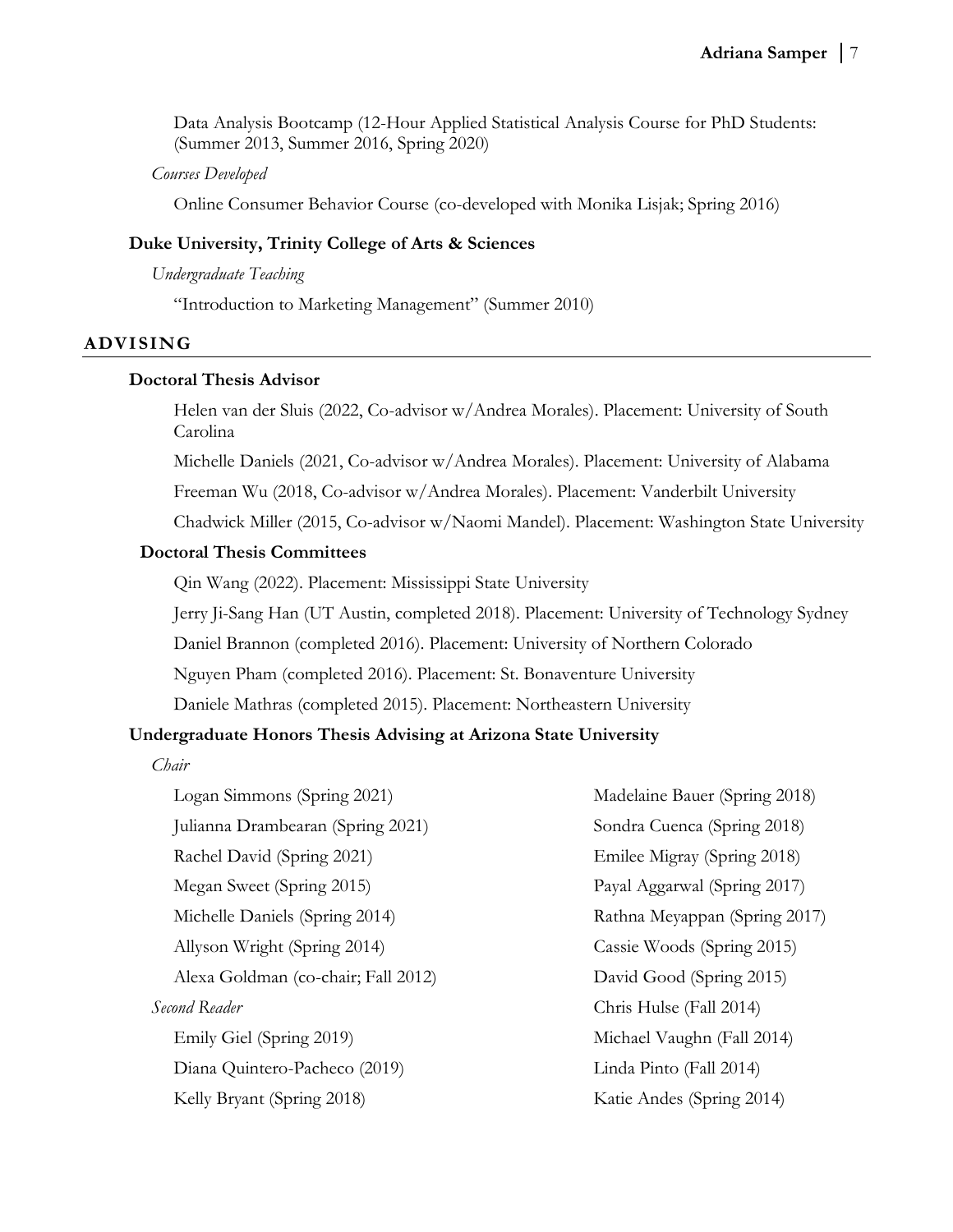Data Analysis Bootcamp (12-Hour Applied Statistical Analysis Course for PhD Students: (Summer 2013, Summer 2016, Spring 2020)

*Courses Developed*

Online Consumer Behavior Course (co-developed with Monika Lisjak; Spring 2016)

**Duke University, Trinity College of Arts & Sciences**

*Undergraduate Teaching*

"Introduction to Marketing Management" (Summer 2010)

## ADVISING

**Doctoral Thesis Advisor**

Helen van der Sluis (2022, Co-advisor w/Andrea Morales). Placement: University of South Carolina

Michelle Daniels (2021, Co-advisor w/Andrea Morales). Placement: University of Alabama

Freeman Wu (2018, Co-advisor w/Andrea Morales). Placement: Vanderbilt University

Chadwick Miller (2015, Co-advisor w/Naomi Mandel). Placement: Washington State University

**Doctoral Thesis Committees**

Qin Wang (2022). Placement: Mississippi State University

Jerry Ji-Sang Han (UT Austin, completed 2018). Placement: University of Technology Sydney

Daniel Brannon (completed 2016). Placement: University of Northern Colorado

Nguyen Pham (completed 2016). Placement: St. Bonaventure University

Daniele Mathras (completed 2015). Placement: Northeastern University

**Undergraduate Honors Thesis Advising at Arizona State University**

*Chair*

Logan Simmons (Spring 2021)

Julianna Drambearan (Spring 2021)

Rachel David (Spring 2021)

Megan Sweet (Spring 2015)

Michelle Daniels (Spring 2014)

Allyson Wright (Spring 2014)

Alexa Goldman (co-chair; Fall 2012)

*Second Reader*

Emily Giel (Spring 2019)

Diana Quintero-Pacheco (2019)

Kelly Bryant (Spring 2018)

Madelaine Bauer (Spring 2018)

Sondra Cuenca (Spring 2018)

Emilee Migray (Spring 2018)

Payal Aggarwal (Spring 2017)

Rathna Meyappan (Spring 2017)

Cassie Woods (Spring 2015)

David Good (Spring 2015)

Chris Hulse (Fall 2014)

Michael Vaughn (Fall 2014)

Linda Pinto (Fall 2014)

Katie Andes (Spring 2014)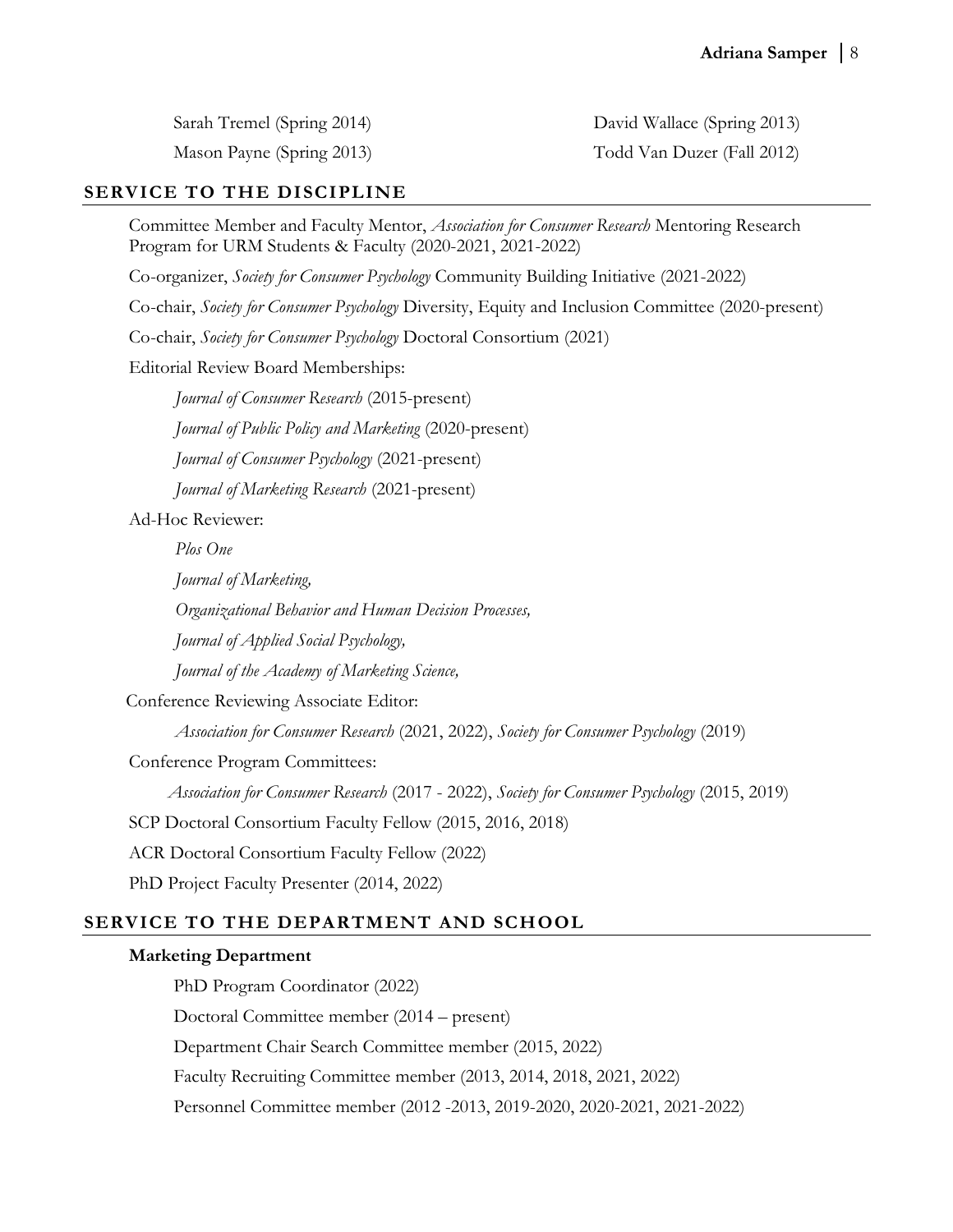Sarah Tremel (Spring 2014)

David Wallace (Spring 2013)

Mason Payne (Spring 2013)

Todd Van Duzer (Fall 2012)

## SERVICE TO THE DISCIPLINE

Committee Member and Faculty Mentor, *Association for Consumer Research* Mentoring Research Program for URM Students & Faculty (2020-2021, 2021-2022)

Co-organizer, *Society for Consumer Psychology* Community Building Initiative (2021-2022)

Co-chair, *Society for Consumer Psychology* Diversity, Equity and Inclusion Committee (2020-present)

Co-chair, *Society for Consumer Psychology* Doctoral Consortium (2021)

Editorial Review Board Memberships:

- *Journal of Consumer Research* (2015-present)
- *Journal of Public Policy and Marketing* (2020-present)
- *Journal of Consumer Psychology* (2021-present)
- *Journal of Marketing Research* (2021-present)

Ad-Hoc Reviewer:

- *Plos One*
- *Journal of Marketing,*
- *Organizational Behavior and Human Decision Processes,*
- *Journal of Applied Social Psychology,*
- *Journal of the Academy of Marketing Science,*

Conference Reviewing Associate Editor:

- *Association for Consumer Research* (2021, 2022), *Society for Consumer Psychology* (2019)

Conference Program Committees:

- *Association for Consumer Research* (2017 - 2022), *Society for Consumer Psychology* (2015, 2019)

SCP Doctoral Consortium Faculty Fellow (2015, 2016, 2018)

ACR Doctoral Consortium Faculty Fellow (2022)

PhD Project Faculty Presenter (2014, 2022)

## SERVICE TO THE DEPARTMENT AND SCHOOL

### Marketing Department

- PhD Program Coordinator (2022)
- Doctoral Committee member (2014 – present)
- Department Chair Search Committee member (2015, 2022)
- Faculty Recruiting Committee member (2013, 2014, 2018, 2021, 2022)
- Personnel Committee member (2012 -2013, 2019-2020, 2020-2021, 2021-2022)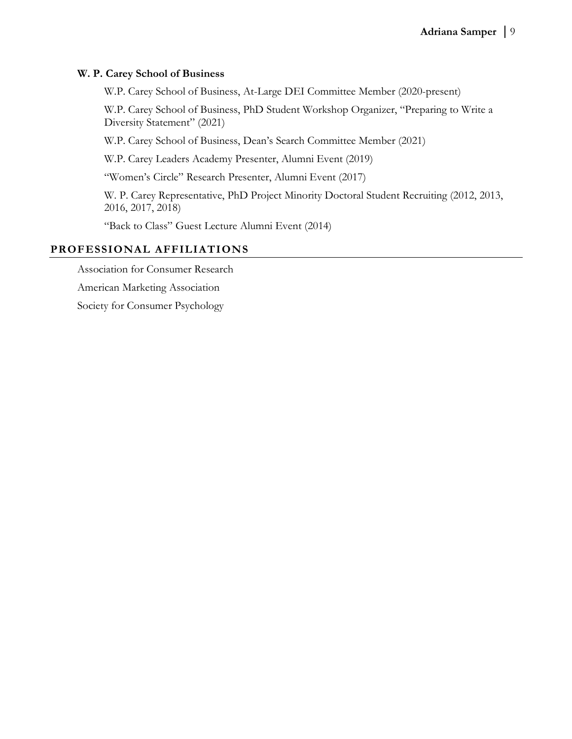### W. P. Carey School of Business

W.P. Carey School of Business, At-Large DEI Committee Member (2020-present)

W.P. Carey School of Business, PhD Student Workshop Organizer, "Preparing to Write a Diversity Statement" (2021)

W.P. Carey School of Business, Dean's Search Committee Member (2021)

W.P. Carey Leaders Academy Presenter, Alumni Event (2019)

"Women's Circle" Research Presenter, Alumni Event (2017)

W. P. Carey Representative, PhD Project Minority Doctoral Student Recruiting (2012, 2013, 2016, 2017, 2018)

"Back to Class" Guest Lecture Alumni Event (2014)

## PROFESSIONAL AFFILIATIONS

Association for Consumer Research

American Marketing Association

Society for Consumer Psychology